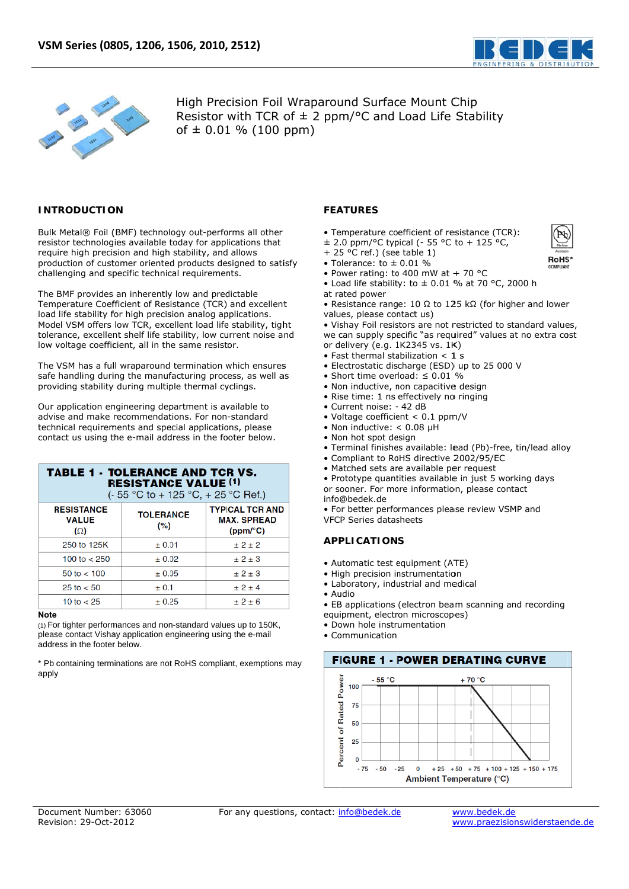# VSM Series (0805, 1206, 1506, 2010, 2512)

## High Precision Foil Wraparound Surface Mount Chip Resistor with TCR of ± 2 ppm/°C and Load Life Stability of ± 0.01 % (100 ppm)

## INTRODUCTION

Bulk Metal® Foil (BMF) technology out-performs all other resistor technologies available today for applications that require high precision and high stability, and allows production of customer oriented products designed to satisfy challenging and specific technical requirements.

The BMF provides an inherently low and predictable Temperature Coefficient of Resistance (TCR) and excellent load life stability for high precision analog applications. Model VSM offers low TCR, excellent load life stability, tight tolerance, excellent shelf life stability, low current noise and low voltage coefficient, all in the same resistor.

The VSM has a full wraparound termination which ensures safe handling during the manufacturing process, as well as providing stability during multiple thermal cyclings.

Our application engineering department is available to advise and make recommendations. For non-standard technical requirements and special applications, please contact us using the e-mail address in the footer below.

**TABLE 1 - TOLERANCE AND TCR VS. RESISTANCE VALUE [1]**
(- 55 °C to + 125 °C, + 25 °C Ref.)

| RESISTANCE VALUE (Ω) | TOLERANCE (%) | TYPICAL TCR AND MAX. SPREAD (ppm/°C) |
|---|---|---|
| 250 to 125K | ± 0.01 | ± 2 ± 2 |
| 100 to < 250 | ± 0.02 | ± 2 ± 3 |
| 50 to < 100 | ± 0.05 | ± 2 ± 3 |
| 25 to < 50 | ± 0.1 | ± 2 ± 4 |
| 10 to < 25 | ± 0.25 | ± 2 ± 6 |

**Note**
(1) For tighter performances and non-standard values up to 150K, please contact Vishay application engineering using the e-mail address in the footer below.

\* Pb containing terminations are not RoHS compliant, exemptions may apply

## FEATURES

- Temperature coefficient of resistance (TCR): ± 2.0 ppm/°C typical (- 55 °C to + 125 °C, + 25 °C ref.) (see table 1)
- Tolerance: to ± 0.01 %
- Power rating: to 400 mW at + 70 °C
- Load life stability: to ± 0.01 % at 70 °C, 2000 h at rated power
- Resistance range: 10 Ω to 125 kΩ (for higher and lower values, please contact us)
- Vishay Foil resistors are not restricted to standard values, we can supply specific "as required" values at no extra cost or delivery (e.g. 1K2345 vs. 1K)
- Fast thermal stabilization < 1 s
- Electrostatic discharge (ESD) up to 25 000 V
- Short time overload: ≤ 0.01 %
- Non inductive, non capacitive design
- Rise time: 1 ns effectively no ringing
- Current noise: - 42 dB
- Voltage coefficient < 0.1 ppm/V
- Non inductive: < 0.08 µH
- Non hot spot design
- Terminal finishes available: lead (Pb)-free, tin/lead alloy
- Compliant to RoHS directive 2002/95/EC
- Matched sets are available per request
- Prototype quantities available in just 5 working days or sooner. For more information, please contact info@bedek.de
- For better performances please review VSMP and VFCP Series datasheets

RoHS* COMPLIANT

## APPLICATIONS

- Automatic test equipment (ATE)
- High precision instrumentation
- Laboratory, industrial and medical
- Audio
- EB applications (electron beam scanning and recording equipment, electron microscopes)
- Down hole instrumentation
- Communication

**FIGURE 1 - POWER DERATING CURVE**

Percent of Rated Power (0, 25, 50, 75, 100) vs. Ambient Temperature (°C) (- 75 to + 175); markers at - 55 °C and + 70 °C.

Document Number: 63060
Revision: 29-Oct-2012

For any questions, contact: info@bedek.de

www.bedek.de
www.praezisionswiderstaende.de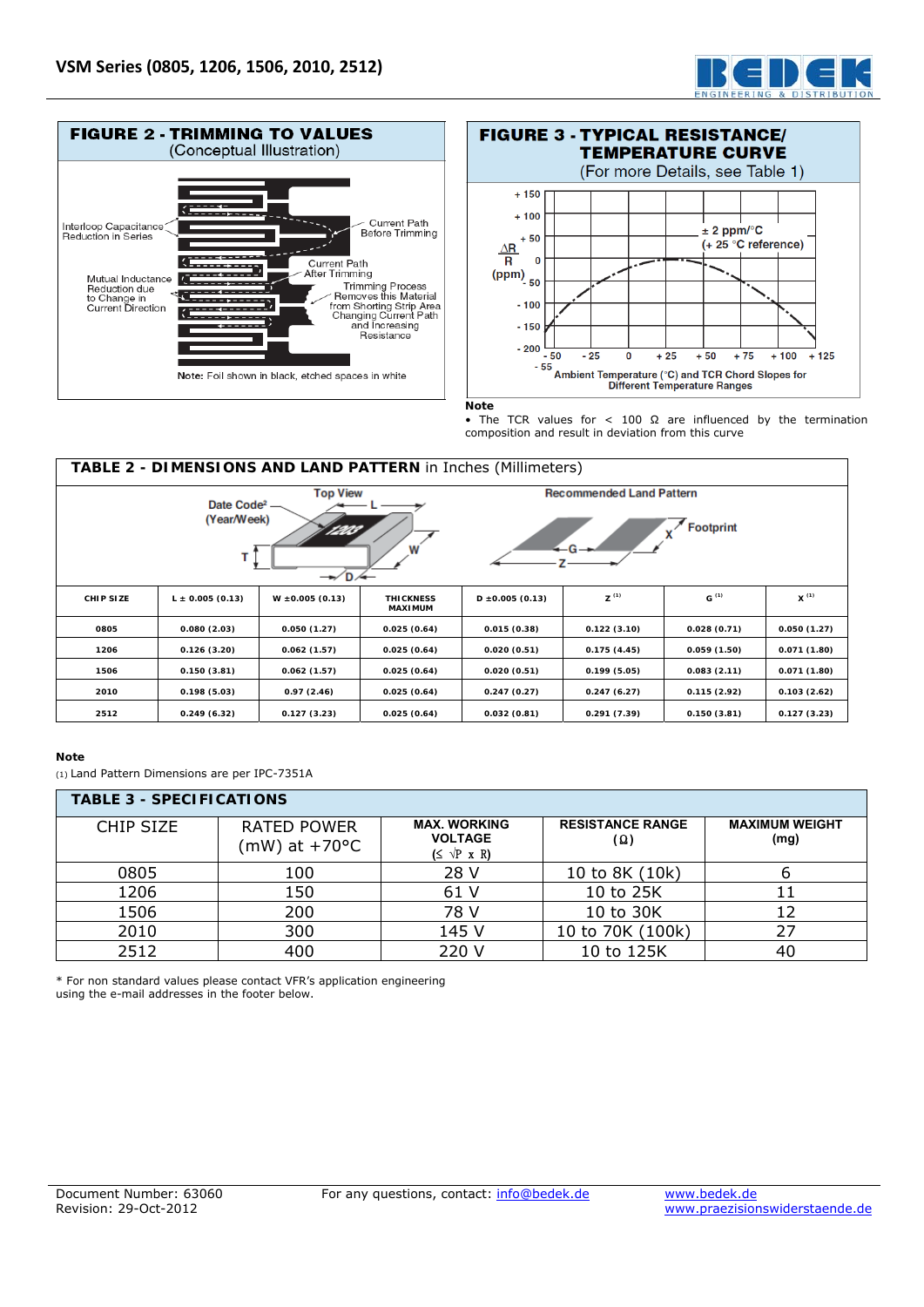## FIGURE 2 - TRIMMING TO VALUES
(Conceptual Illustration)

Interloop Capacitance Reduction in Series

Current Path Before Trimming

Current Path After Trimming

Mutual Inductance Reduction due to Change in Current Direction

Trimming Process Removes this Material from Shorting Strip Area Changing Current Path and Increasing Resistance

Note: Foil shown in black, etched spaces in white

## FIGURE 3 - TYPICAL RESISTANCE/ TEMPERATURE CURVE
(For more Details, see Table 1)

± 2 ppm/°C
(+ 25 °C reference)

$\frac{\Delta R}{R}$ (ppm)

Ambient Temperature (°C) and TCR Chord Slopes for Different Temperature Ranges

**Note**

- The TCR values for < 100 Ω are influenced by the termination composition and result in deviation from this curve

## TABLE 2 - DIMENSIONS AND LAND PATTERN in Inches (Millimeters)

Top View — Date Code[2] (Year/Week), L, W, T, D

Recommended Land Pattern — Footprint, X, G, Z

| CHIP SIZE | L ± 0.005 (0.13) | W ±0.005 (0.13) | THICKNESS MAXIMUM | D ±0.005 (0.13) | Z [(1)] | G [(1)] | X [(1)] |
|---|---|---|---|---|---|---|---|
| 0805 | 0.080 (2.03) | 0.050 (1.27) | 0.025 (0.64) | 0.015 (0.38) | 0.122 (3.10) | 0.028 (0.71) | 0.050 (1.27) |
| 1206 | 0.126 (3.20) | 0.062 (1.57) | 0.025 (0.64) | 0.020 (0.51) | 0.175 (4.45) | 0.059 (1.50) | 0.071 (1.80) |
| 1506 | 0.150 (3.81) | 0.062 (1.57) | 0.025 (0.64) | 0.020 (0.51) | 0.199 (5.05) | 0.083 (2.11) | 0.071 (1.80) |
| 2010 | 0.198 (5.03) | 0.97 (2.46) | 0.025 (0.64) | 0.247 (0.27) | 0.247 (6.27) | 0.115 (2.92) | 0.103 (2.62) |
| 2512 | 0.249 (6.32) | 0.127 (3.23) | 0.025 (0.64) | 0.032 (0.81) | 0.291 (7.39) | 0.150 (3.81) | 0.127 (3.23) |

**Note**

(1) Land Pattern Dimensions are per IPC-7351A

## TABLE 3 - SPECIFICATIONS

| CHIP SIZE | RATED POWER (mW) at +70°C | MAX. WORKING VOLTAGE ($\leq \sqrt{P \times R}$) | RESISTANCE RANGE (Ω) | MAXIMUM WEIGHT (mg) |
|---|---|---|---|---|
| 0805 | 100 | 28 V | 10 to 8K (10k) | 6 |
| 1206 | 150 | 61 V | 10 to 25K | 11 |
| 1506 | 200 | 78 V | 10 to 30K | 12 |
| 2010 | 300 | 145 V | 10 to 70K (100k) | 27 |
| 2512 | 400 | 220 V | 10 to 125K | 40 |

\* For non standard values please contact VFR's application engineering using the e-mail addresses in the footer below.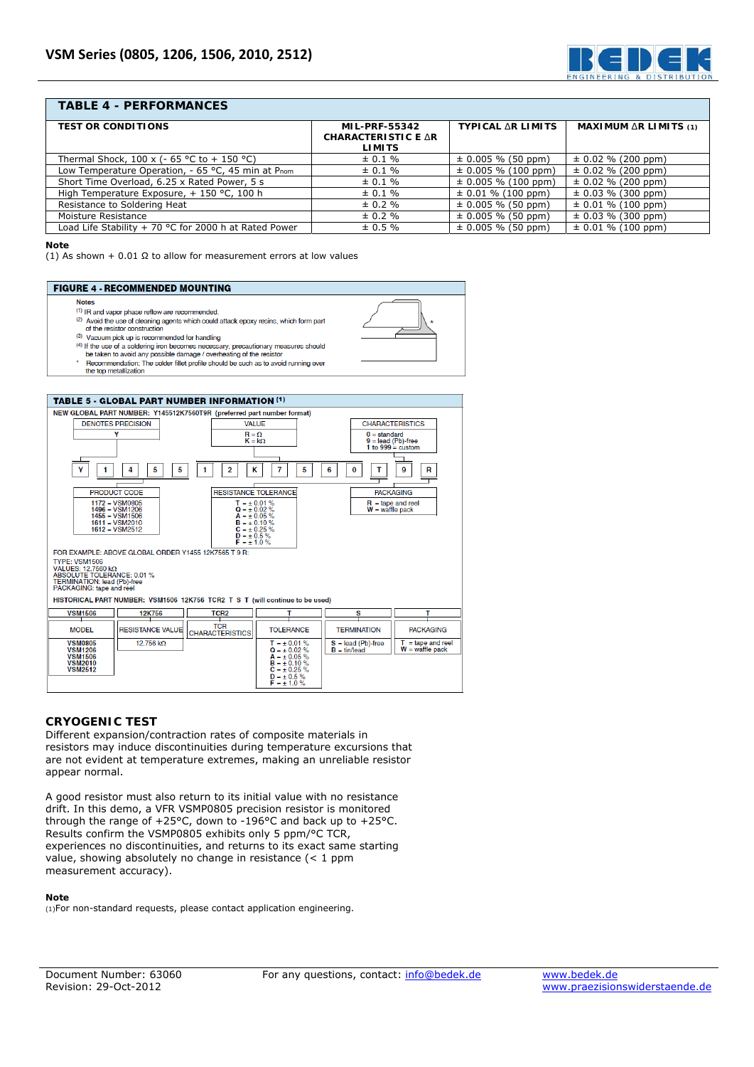## TABLE 4 - PERFORMANCES

| TEST OR CONDITIONS | MIL-PRF-55342 CHARACTERISTIC E ΔR LIMITS | TYPICAL ΔR LIMITS | MAXIMUM ΔR LIMITS (1) |
|---|---|---|---|
| Thermal Shock, 100 x (- 65 °C to + 150 °C) | ± 0.1 % | ± 0.005 % (50 ppm) | ± 0.02 % (200 ppm) |
| Low Temperature Operation, - 65 °C, 45 min at $P_{nom}$ | ± 0.1 % | ± 0.005 % (100 ppm) | ± 0.02 % (200 ppm) |
| Short Time Overload, 6.25 x Rated Power, 5 s | ± 0.1 % | ± 0.005 % (100 ppm) | ± 0.02 % (200 ppm) |
| High Temperature Exposure, + 150 °C, 100 h | ± 0.1 % | ± 0.01 % (100 ppm) | ± 0.03 % (300 ppm) |
| Resistance to Soldering Heat | ± 0.2 % | ± 0.005 % (50 ppm) | ± 0.01 % (100 ppm) |
| Moisture Resistance | ± 0.2 % | ± 0.005 % (50 ppm) | ± 0.03 % (300 ppm) |
| Load Life Stability + 70 °C for 2000 h at Rated Power | ± 0.5 % | ± 0.005 % (50 ppm) | ± 0.01 % (100 ppm) |

**Note**
(1) As shown + 0.01 Ω to allow for measurement errors at low values

## FIGURE 4 - RECOMMENDED MOUNTING

**Notes**
(1) IR and vapor phase reflow are recommended.
(2) Avoid the use of cleaning agents which could attack epoxy resins, which form part of the resistor construction
(3) Vacuum pick up is recommended for handling
(4) If the use of a soldering iron becomes necessary, precautionary measures should be taken to avoid any possible damage / overheating of the resistor
\* Recommendation: The solder fillet profile should be such as to avoid running over the top metallization

## TABLE 5 - GLOBAL PART NUMBER INFORMATION (1)

NEW GLOBAL PART NUMBER: Y145512K7560T9R (preferred part number format)

| Y | 1 | 4 | 5 | 5 | 1 | 2 | K | 7 | 5 | 6 | 0 | T | 9 | R |
|---|---|---|---|---|---|---|---|---|---|---|---|---|---|---|

- DENOTES PRECISION: Y
- PRODUCT CODE: 1172 = VSM0805; 1496 = VSM1206; 1455 = VSM1506; 1611 = VSM2010; 1612 = VSM2512
- VALUE: R = Ω; K = kΩ
- RESISTANCE TOLERANCE: T = ± 0.01 %; Q = ± 0.02 %; A = ± 0.05 %; B = ± 0.10 %; C = ± 0.25 %; D = ± 0.5 %; F = ± 1.0 %
- CHARACTERISTICS: 0 = standard; 9 = lead (Pb)-free; 1 to 999 = custom
- PACKAGING: R = tape and reel; W = waffle pack

FOR EXAMPLE: ABOVE GLOBAL ORDER Y1455 12K7565 T 9 R:
TYPE: VSM1506
VALUES: 12.7560 kΩ
ABSOLUTE TOLERANCE: 0.01 %
TERMINATION: lead (Pb)-free
PACKAGING: tape and reel

HISTORICAL PART NUMBER: VSM1506 12K756 TCR2 T S T (will continue to be used)

| VSM1506 | 12K756 | TCR2 | T | S | T |
|---|---|---|---|---|---|
| MODEL | RESISTANCE VALUE | TCR CHARACTERISTICS | TOLERANCE | TERMINATION | PACKAGING |
| VSM0805<br>VSM1206<br>VSM1506<br>VSM2010<br>VSM2512 | 12.756 kΩ | | T = ± 0.01 %<br>Q = ± 0.02 %<br>A = ± 0.05 %<br>B = ± 0.10 %<br>C = ± 0.25 %<br>D = ± 0.5 %<br>F = ± 1.0 % | S = lead (Pb)-free<br>B = tin/lead | T = tape and reel<br>W = waffle pack |

## CRYOGENIC TEST

Different expansion/contraction rates of composite materials in resistors may induce discontinuities during temperature excursions that are not evident at temperature extremes, making an unreliable resistor appear normal.

A good resistor must also return to its initial value with no resistance drift. In this demo, a VFR VSMP0805 precision resistor is monitored through the range of +25°C, down to -196°C and back up to +25°C. Results confirm the VSMP0805 exhibits only 5 ppm/°C TCR, experiences no discontinuities, and returns to its exact same starting value, showing absolutely no change in resistance (< 1 ppm measurement accuracy).

**Note**
(1) For non-standard requests, please contact application engineering.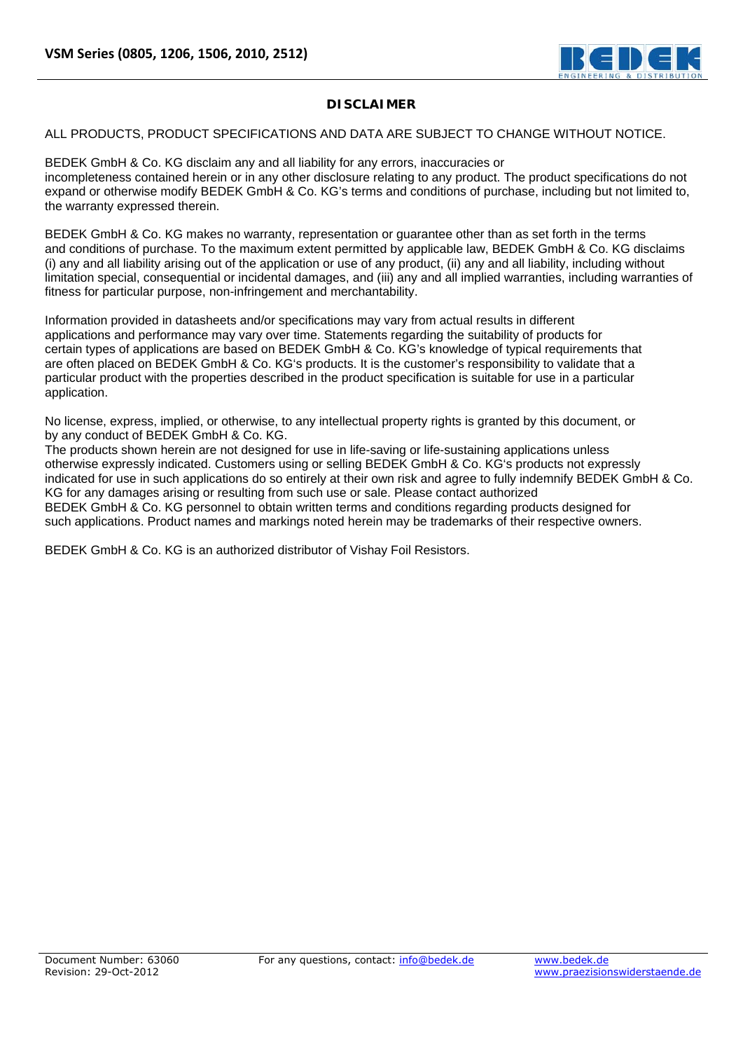## DISCLAIMER

ALL PRODUCTS, PRODUCT SPECIFICATIONS AND DATA ARE SUBJECT TO CHANGE WITHOUT NOTICE.

BEDEK GmbH & Co. KG disclaim any and all liability for any errors, inaccuracies or incompleteness contained herein or in any other disclosure relating to any product. The product specifications do not expand or otherwise modify BEDEK GmbH & Co. KG's terms and conditions of purchase, including but not limited to, the warranty expressed therein.

BEDEK GmbH & Co. KG makes no warranty, representation or guarantee other than as set forth in the terms and conditions of purchase. To the maximum extent permitted by applicable law, BEDEK GmbH & Co. KG disclaims (i) any and all liability arising out of the application or use of any product, (ii) any and all liability, including without limitation special, consequential or incidental damages, and (iii) any and all implied warranties, including warranties of fitness for particular purpose, non-infringement and merchantability.

Information provided in datasheets and/or specifications may vary from actual results in different applications and performance may vary over time. Statements regarding the suitability of products for certain types of applications are based on BEDEK GmbH & Co. KG's knowledge of typical requirements that are often placed on BEDEK GmbH & Co. KG's products. It is the customer's responsibility to validate that a particular product with the properties described in the product specification is suitable for use in a particular application.

No license, express, implied, or otherwise, to any intellectual property rights is granted by this document, or by any conduct of BEDEK GmbH & Co. KG.
The products shown herein are not designed for use in life-saving or life-sustaining applications unless otherwise expressly indicated. Customers using or selling BEDEK GmbH & Co. KG's products not expressly indicated for use in such applications do so entirely at their own risk and agree to fully indemnify BEDEK GmbH & Co. KG for any damages arising or resulting from such use or sale. Please contact authorized BEDEK GmbH & Co. KG personnel to obtain written terms and conditions regarding products designed for such applications. Product names and markings noted herein may be trademarks of their respective owners.

BEDEK GmbH & Co. KG is an authorized distributor of Vishay Foil Resistors.